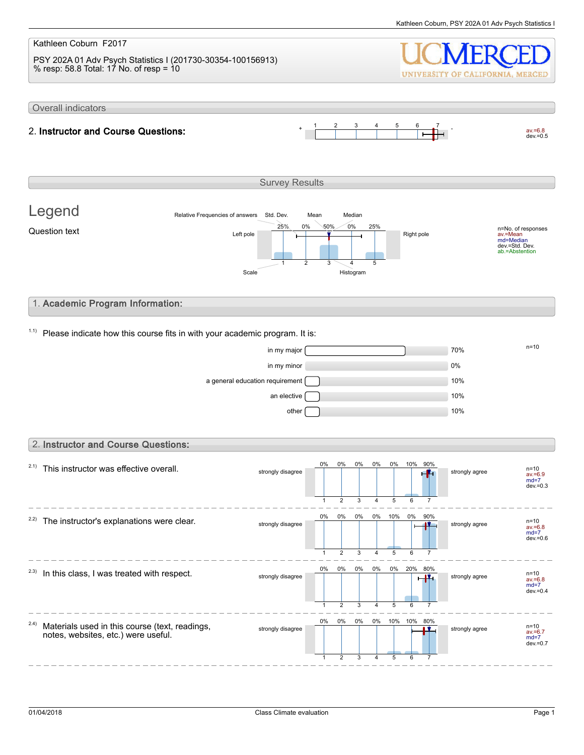Kathleen Coburn F2017

PSY 202A 01 Adv Psych Statistics I (201730-30354-100156913)
% resp: 58.8 Total: 17 No. of resp = 10

UCMERCED UNIVERSITY OF CALIFORNIA, MERCED

## Overall indicators

**2. Instructor and Course Questions:** av.=6.8 dev.=0.5

## Survey Results

### Legend

Question text

Relative Frequencies of answers, Std. Dev., Mean, Median, Left pole, Right pole, Scale, Histogram

n=No. of responses
av.=Mean
md=Median
dev.=Std. Dev.
ab.=Abstention

## 1. Academic Program Information:

1.1) Please indicate how this course fits in with your academic program. It is:

n=10

| Option | % |
|---|---|
| in my major | 70% |
| in my minor | 0% |
| a general education requirement | 10% |
| an elective | 10% |
| other | 10% |

## 2. Instructor and Course Questions:

Scale: 1 = strongly disagree, 7 = strongly agree

| Question | 1 | 2 | 3 | 4 | 5 | 6 | 7 | n | av. | md | dev. |
|---|---|---|---|---|---|---|---|---|---|---|---|
| 2.1) This instructor was effective overall. | 0% | 0% | 0% | 0% | 0% | 10% | 90% | 10 | 6.9 | 7 | 0.3 |
| 2.2) The instructor's explanations were clear. | 0% | 0% | 0% | 0% | 10% | 0% | 90% | 10 | 6.8 | 7 | 0.6 |
| 2.3) In this class, I was treated with respect. | 0% | 0% | 0% | 0% | 0% | 20% | 80% | 10 | 6.8 | 7 | 0.4 |
| 2.4) Materials used in this course (text, readings, notes, websites, etc.) were useful. | 0% | 0% | 0% | 0% | 10% | 10% | 80% | 10 | 6.7 | 7 | 0.7 |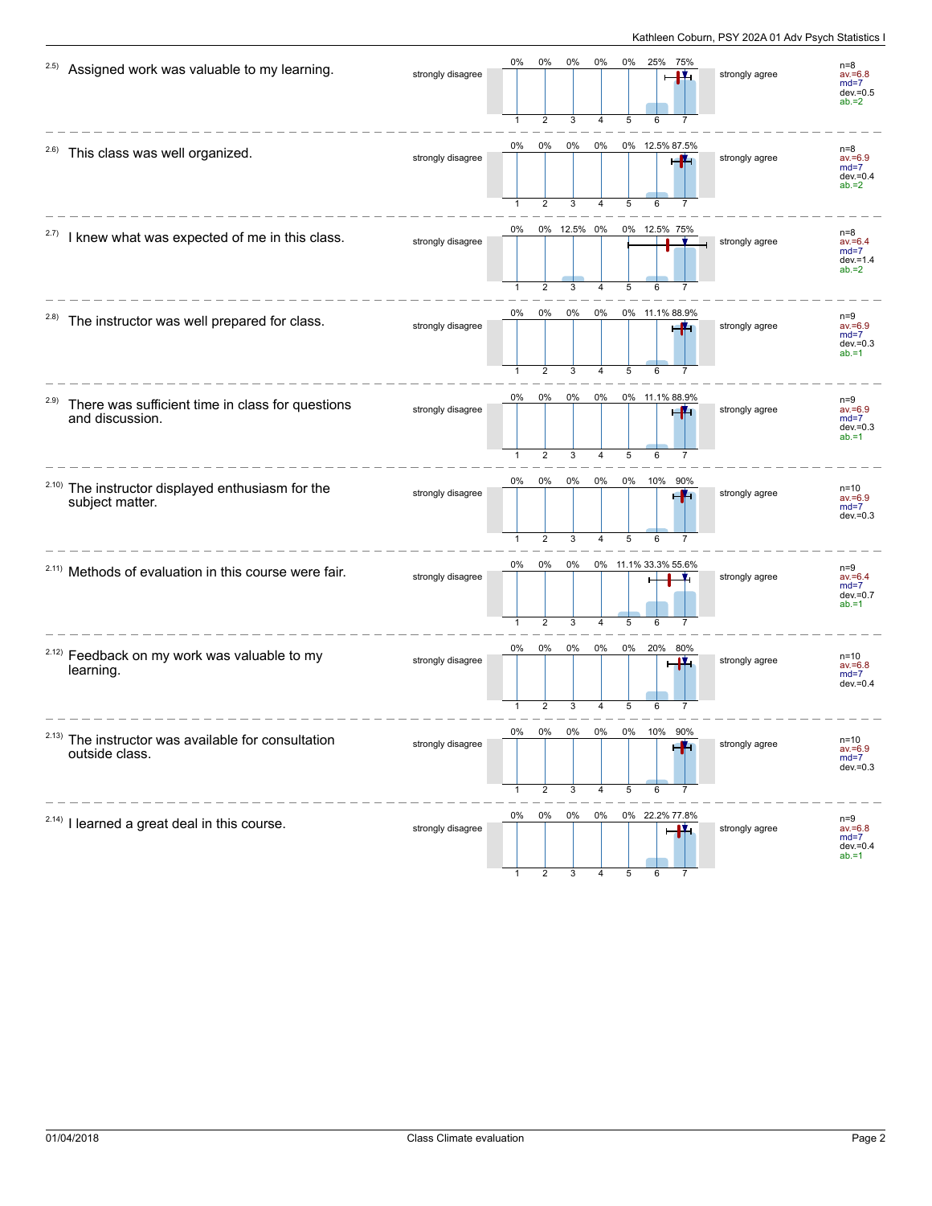**2.5) Assigned work was valuable to my learning.**

| strongly disagree | 1 | 2 | 3 | 4 | 5 | 6 | 7 | strongly agree | |
|---|---|---|---|---|---|---|---|---|---|
| | 0% | 0% | 0% | 0% | 0% | 25% | 75% | | n=8, av.=6.8, md=7, dev.=0.5, ab.=2 |

**2.6) This class was well organized.**

| strongly disagree | 1 | 2 | 3 | 4 | 5 | 6 | 7 | strongly agree | |
|---|---|---|---|---|---|---|---|---|---|
| | 0% | 0% | 0% | 0% | 0% | 12.5% | 87.5% | | n=8, av.=6.9, md=7, dev.=0.4, ab.=2 |

**2.7) I knew what was expected of me in this class.**

| strongly disagree | 1 | 2 | 3 | 4 | 5 | 6 | 7 | strongly agree | |
|---|---|---|---|---|---|---|---|---|---|
| | 0% | 0% | 12.5% | 0% | 0% | 12.5% | 75% | | n=8, av.=6.4, md=7, dev.=1.4, ab.=2 |

**2.8) The instructor was well prepared for class.**

| strongly disagree | 1 | 2 | 3 | 4 | 5 | 6 | 7 | strongly agree | |
|---|---|---|---|---|---|---|---|---|---|
| | 0% | 0% | 0% | 0% | 0% | 11.1% | 88.9% | | n=9, av.=6.9, md=7, dev.=0.3, ab.=1 |

**2.9) There was sufficient time in class for questions and discussion.**

| strongly disagree | 1 | 2 | 3 | 4 | 5 | 6 | 7 | strongly agree | |
|---|---|---|---|---|---|---|---|---|---|
| | 0% | 0% | 0% | 0% | 0% | 11.1% | 88.9% | | n=9, av.=6.9, md=7, dev.=0.3, ab.=1 |

**2.10) The instructor displayed enthusiasm for the subject matter.**

| strongly disagree | 1 | 2 | 3 | 4 | 5 | 6 | 7 | strongly agree | |
|---|---|---|---|---|---|---|---|---|---|
| | 0% | 0% | 0% | 0% | 0% | 10% | 90% | | n=10, av.=6.9, md=7, dev.=0.3 |

**2.11) Methods of evaluation in this course were fair.**

| strongly disagree | 1 | 2 | 3 | 4 | 5 | 6 | 7 | strongly agree | |
|---|---|---|---|---|---|---|---|---|---|
| | 0% | 0% | 0% | 0% | 11.1% | 33.3% | 55.6% | | n=9, av.=6.4, md=7, dev.=0.7, ab.=1 |

**2.12) Feedback on my work was valuable to my learning.**

| strongly disagree | 1 | 2 | 3 | 4 | 5 | 6 | 7 | strongly agree | |
|---|---|---|---|---|---|---|---|---|---|
| | 0% | 0% | 0% | 0% | 0% | 20% | 80% | | n=10, av.=6.8, md=7, dev.=0.4 |

**2.13) The instructor was available for consultation outside class.**

| strongly disagree | 1 | 2 | 3 | 4 | 5 | 6 | 7 | strongly agree | |
|---|---|---|---|---|---|---|---|---|---|
| | 0% | 0% | 0% | 0% | 0% | 10% | 90% | | n=10, av.=6.9, md=7, dev.=0.3 |

**2.14) I learned a great deal in this course.**

| strongly disagree | 1 | 2 | 3 | 4 | 5 | 6 | 7 | strongly agree | |
|---|---|---|---|---|---|---|---|---|---|
| | 0% | 0% | 0% | 0% | 0% | 22.2% | 77.8% | | n=9, av.=6.8, md=7, dev.=0.4, ab.=1 |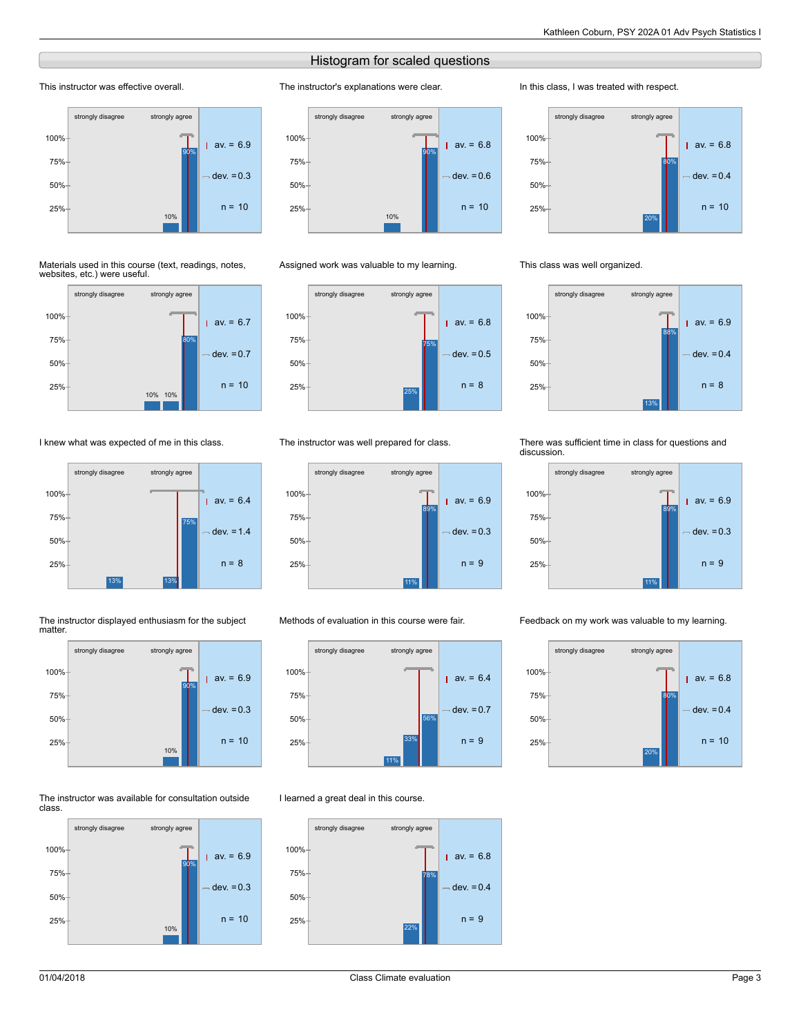## Histogram for scaled questions

**This instructor was effective overall.**

strongly disagree — strongly agree

Bars: 10%, 90%

av. = 6.9
dev. = 0.3
n = 10

**The instructor's explanations were clear.**

strongly disagree — strongly agree

Bars: 10%, 90%

av. = 6.8
dev. = 0.6
n = 10

**In this class, I was treated with respect.**

strongly disagree — strongly agree

Bars: 20%, 80%

av. = 6.8
dev. = 0.4
n = 10

**Materials used in this course (text, readings, notes, websites, etc.) were useful.**

strongly disagree — strongly agree

Bars: 10%, 10%, 80%

av. = 6.7
dev. = 0.7
n = 10

**Assigned work was valuable to my learning.**

strongly disagree — strongly agree

Bars: 25%, 75%

av. = 6.8
dev. = 0.5
n = 8

**This class was well organized.**

strongly disagree — strongly agree

Bars: 13%, 88%

av. = 6.9
dev. = 0.4
n = 8

**I knew what was expected of me in this class.**

strongly disagree — strongly agree

Bars: 13%, 13%, 75%

av. = 6.4
dev. = 1.4
n = 8

**The instructor was well prepared for class.**

strongly disagree — strongly agree

Bars: 11%, 89%

av. = 6.9
dev. = 0.3
n = 9

**There was sufficient time in class for questions and discussion.**

strongly disagree — strongly agree

Bars: 11%, 89%

av. = 6.9
dev. = 0.3
n = 9

**The instructor displayed enthusiasm for the subject matter.**

strongly disagree — strongly agree

Bars: 10%, 90%

av. = 6.9
dev. = 0.3
n = 10

**Methods of evaluation in this course were fair.**

strongly disagree — strongly agree

Bars: 11%, 33%, 56%

av. = 6.4
dev. = 0.7
n = 9

**Feedback on my work was valuable to my learning.**

strongly disagree — strongly agree

Bars: 20%, 80%

av. = 6.8
dev. = 0.4
n = 10

**The instructor was available for consultation outside class.**

strongly disagree — strongly agree

Bars: 10%, 90%

av. = 6.9
dev. = 0.3
n = 10

**I learned a great deal in this course.**

strongly disagree — strongly agree

Bars: 22%, 78%

av. = 6.8
dev. = 0.4
n = 9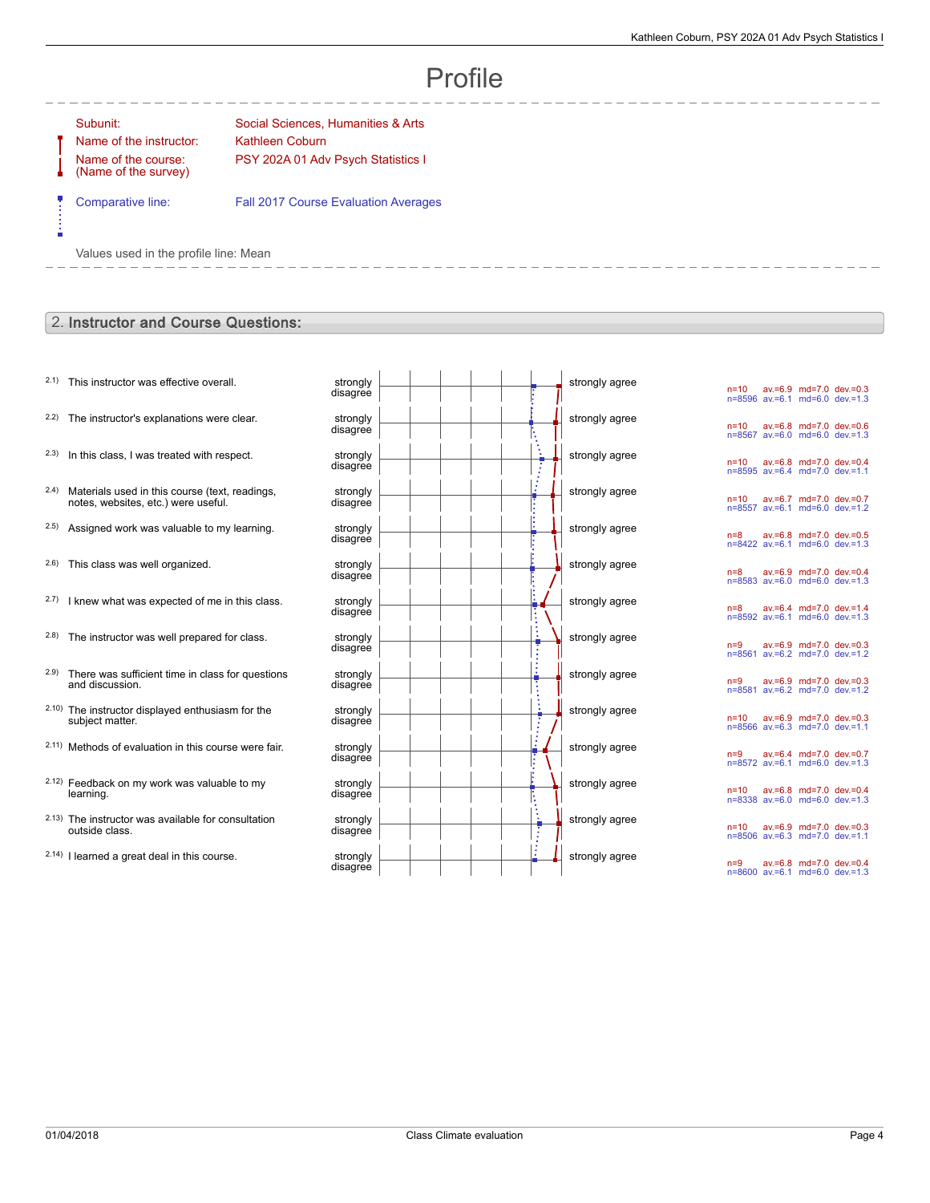# Profile

| | |
|---|---|
| Subunit: | Social Sciences, Humanities & Arts |
| Name of the instructor: | Kathleen Coburn |
| Name of the course: (Name of the survey) | PSY 202A 01 Adv Psych Statistics I |
| Comparative line: | Fall 2017 Course Evaluation Averages |

Values used in the profile line: Mean

## 2. Instructor and Course Questions:

| | Question | Left pole | Right pole | Course | Comparison |
|---|---|---|---|---|---|
| 2.1) | This instructor was effective overall. | strongly disagree | strongly agree | n=10 av.=6.9 md=7.0 dev.=0.3 | n=8596 av.=6.1 md=6.0 dev.=1.3 |
| 2.2) | The instructor's explanations were clear. | strongly disagree | strongly agree | n=10 av.=6.8 md=7.0 dev.=0.6 | n=8567 av.=6.0 md=6.0 dev.=1.3 |
| 2.3) | In this class, I was treated with respect. | strongly disagree | strongly agree | n=10 av.=6.8 md=7.0 dev.=0.4 | n=8595 av.=6.4 md=7.0 dev.=1.1 |
| 2.4) | Materials used in this course (text, readings, notes, websites, etc.) were useful. | strongly disagree | strongly agree | n=10 av.=6.7 md=7.0 dev.=0.7 | n=8557 av.=6.1 md=6.0 dev.=1.2 |
| 2.5) | Assigned work was valuable to my learning. | strongly disagree | strongly agree | n=8 av.=6.8 md=7.0 dev.=0.5 | n=8422 av.=6.1 md=6.0 dev.=1.3 |
| 2.6) | This class was well organized. | strongly disagree | strongly agree | n=8 av.=6.9 md=7.0 dev.=0.4 | n=8583 av.=6.0 md=6.0 dev.=1.3 |
| 2.7) | I knew what was expected of me in this class. | strongly disagree | strongly agree | n=8 av.=6.4 md=7.0 dev.=1.4 | n=8592 av.=6.1 md=6.0 dev.=1.3 |
| 2.8) | The instructor was well prepared for class. | strongly disagree | strongly agree | n=9 av.=6.9 md=7.0 dev.=0.3 | n=8561 av.=6.2 md=7.0 dev.=1.2 |
| 2.9) | There was sufficient time in class for questions and discussion. | strongly disagree | strongly agree | n=9 av.=6.9 md=7.0 dev.=0.3 | n=8581 av.=6.2 md=7.0 dev.=1.2 |
| 2.10) | The instructor displayed enthusiasm for the subject matter. | strongly disagree | strongly agree | n=10 av.=6.9 md=7.0 dev.=0.3 | n=8566 av.=6.3 md=7.0 dev.=1.1 |
| 2.11) | Methods of evaluation in this course were fair. | strongly disagree | strongly agree | n=9 av.=6.4 md=7.0 dev.=0.7 | n=8572 av.=6.1 md=6.0 dev.=1.3 |
| 2.12) | Feedback on my work was valuable to my learning. | strongly disagree | strongly agree | n=10 av.=6.8 md=7.0 dev.=0.4 | n=8338 av.=6.0 md=6.0 dev.=1.3 |
| 2.13) | The instructor was available for consultation outside class. | strongly disagree | strongly agree | n=10 av.=6.9 md=7.0 dev.=0.3 | n=8506 av.=6.3 md=7.0 dev.=1.1 |
| 2.14) | I learned a great deal in this course. | strongly disagree | strongly agree | n=9 av.=6.8 md=7.0 dev.=0.4 | n=8600 av.=6.1 md=6.0 dev.=1.3 |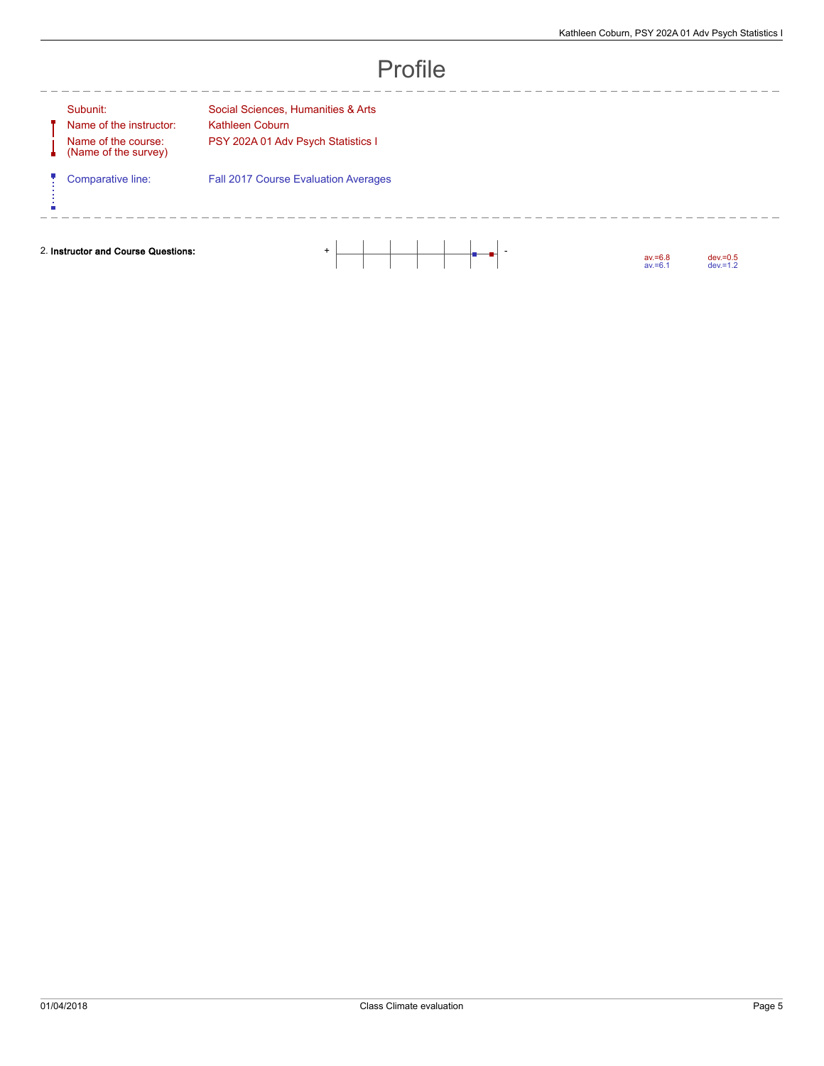# Profile

| | |
|---|---|
| Subunit: | Social Sciences, Humanities & Arts |
| Name of the instructor: | Kathleen Coburn |
| Name of the course: (Name of the survey) | PSY 202A 01 Adv Psych Statistics I |
| Comparative line: | Fall 2017 Course Evaluation Averages |

| | | | |
|---|---|---|---|
| 2. **Instructor and Course Questions:** | + - | av.=6.8 | dev.=0.5 |
| | | av.=6.1 | dev.=1.2 |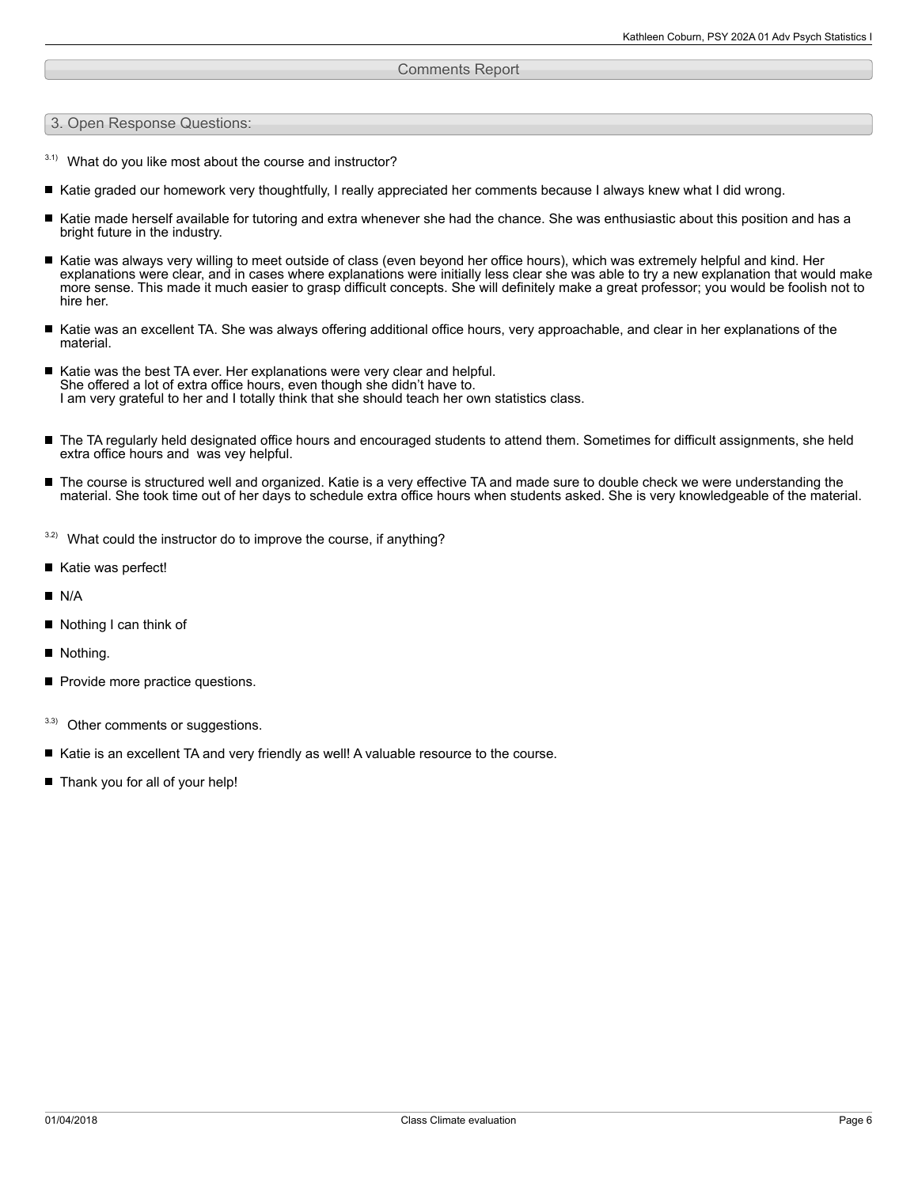## Comments Report

### 3. Open Response Questions:

3.1) What do you like most about the course and instructor?

- Katie graded our homework very thoughtfully, I really appreciated her comments because I always knew what I did wrong.
- Katie made herself available for tutoring and extra whenever she had the chance. She was enthusiastic about this position and has a bright future in the industry.
- Katie was always very willing to meet outside of class (even beyond her office hours), which was extremely helpful and kind. Her explanations were clear, and in cases where explanations were initially less clear she was able to try a new explanation that would make more sense. This made it much easier to grasp difficult concepts. She will definitely make a great professor; you would be foolish not to hire her.
- Katie was an excellent TA. She was always offering additional office hours, very approachable, and clear in her explanations of the material.
- Katie was the best TA ever. Her explanations were very clear and helpful.
  She offered a lot of extra office hours, even though she didn't have to.
  I am very grateful to her and I totally think that she should teach her own statistics class.
- The TA regularly held designated office hours and encouraged students to attend them. Sometimes for difficult assignments, she held extra office hours and was vey helpful.
- The course is structured well and organized. Katie is a very effective TA and made sure to double check we were understanding the material. She took time out of her days to schedule extra office hours when students asked. She is very knowledgeable of the material.

3.2) What could the instructor do to improve the course, if anything?

- Katie was perfect!
- N/A
- Nothing I can think of
- Nothing.
- Provide more practice questions.

3.3) Other comments or suggestions.

- Katie is an excellent TA and very friendly as well! A valuable resource to the course.
- Thank you for all of your help!